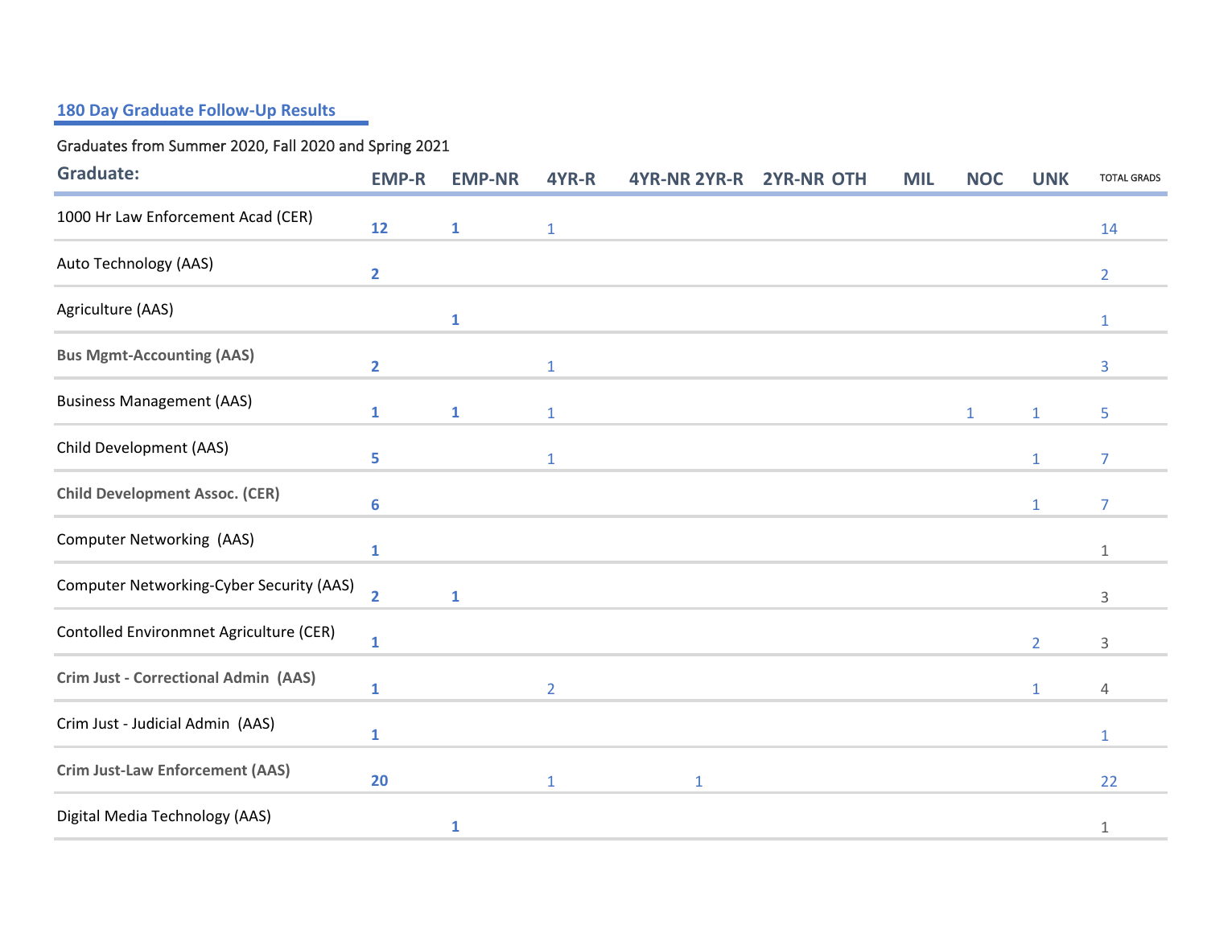## 180 Day Graduate Follow-Up Results

Graduates from Summer 2020, Fall 2020 and Spring 2021

| Graduate: | EMP-R | EMP-NR | 4YR-R | 4YR-NR | 2YR-R | 2YR-NR | OTH | MIL | NOC | UNK | TOTAL GRADS |
|---|---|---|---|---|---|---|---|---|---|---|---|
| 1000 Hr Law Enforcement Acad (CER) | 12 | 1 | 1 | | | | | | | | 14 |
| Auto Technology (AAS) | 2 | | | | | | | | | | 2 |
| Agriculture (AAS) | | 1 | | | | | | | | | 1 |
| **Bus Mgmt-Accounting (AAS)** | 2 | | 1 | | | | | | | | 3 |
| Business Management (AAS) | 1 | 1 | 1 | | | | | | 1 | 1 | 5 |
| Child Development (AAS) | 5 | | 1 | | | | | | | 1 | 7 |
| **Child Development Assoc. (CER)** | 6 | | | | | | | | | 1 | 7 |
| Computer Networking (AAS) | 1 | | | | | | | | | | 1 |
| Computer Networking-Cyber Security (AAS) | 2 | 1 | | | | | | | | | 3 |
| Contolled Environmnet Agriculture (CER) | 1 | | | | | | | | | 2 | 3 |
| **Crim Just - Correctional Admin (AAS)** | 1 | | 2 | | | | | | | 1 | 4 |
| Crim Just - Judicial Admin (AAS) | 1 | | | | | | | | | | 1 |
| **Crim Just-Law Enforcement (AAS)** | 20 | | 1 | | 1 | | | | | | 22 |
| Digital Media Technology (AAS) | | 1 | | | | | | | | | 1 |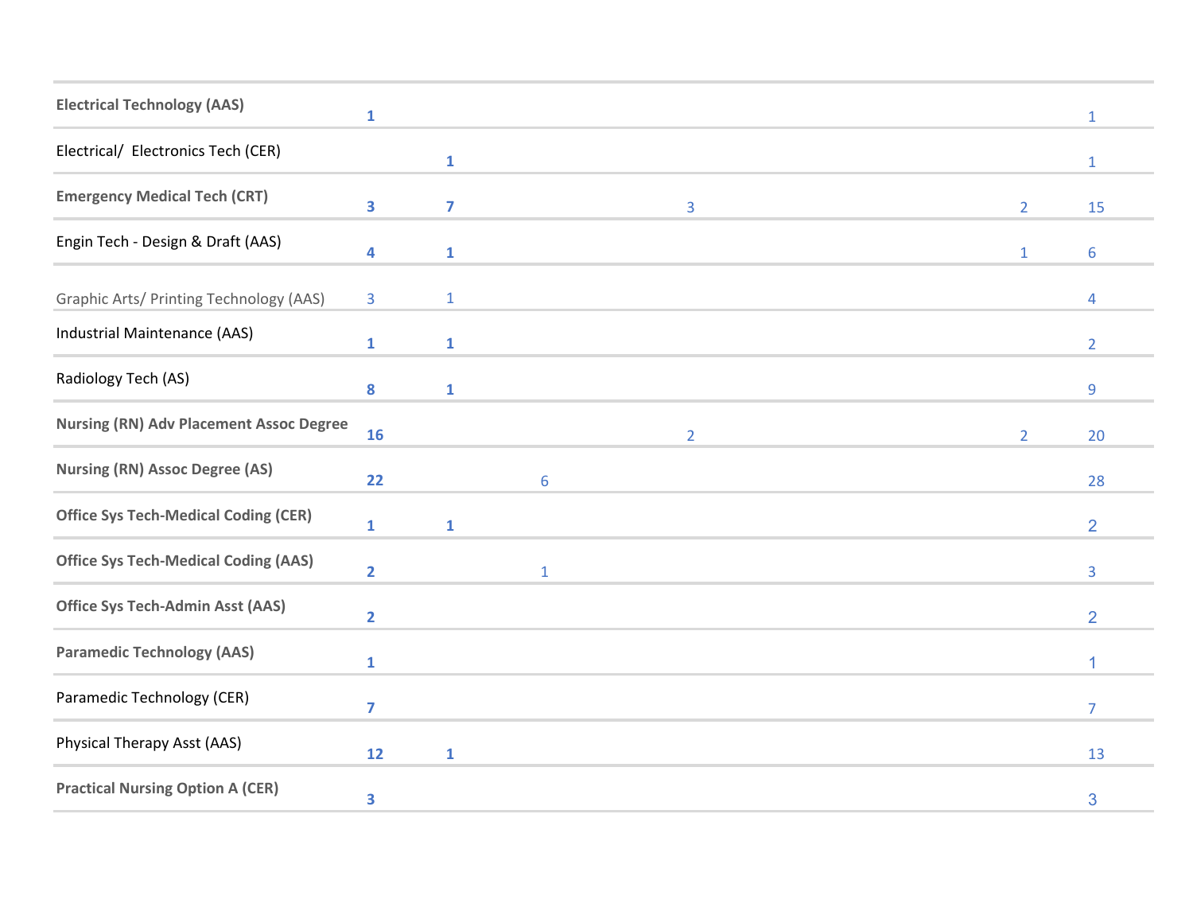| | | | | | | |
|---|---|---|---|---|---|---|
| **Electrical Technology (AAS)** | **1** | | | | | 1 |
| Electrical/ Electronics Tech (CER) | | **1** | | | | 1 |
| **Emergency Medical Tech (CRT)** | **3** | **7** | | 3 | 2 | 15 |
| Engin Tech - Design & Draft (AAS) | **4** | **1** | | | 1 | 6 |
| Graphic Arts/ Printing Technology (AAS) | 3 | 1 | | | | 4 |
| Industrial Maintenance (AAS) | **1** | **1** | | | | 2 |
| Radiology Tech (AS) | **8** | **1** | | | | 9 |
| **Nursing (RN) Adv Placement Assoc Degree** | **16** | | | 2 | 2 | 20 |
| **Nursing (RN) Assoc Degree (AS)** | **22** | | 6 | | | 28 |
| **Office Sys Tech-Medical Coding (CER)** | **1** | **1** | | | | 2 |
| **Office Sys Tech-Medical Coding (AAS)** | **2** | | 1 | | | 3 |
| **Office Sys Tech-Admin Asst (AAS)** | **2** | | | | | 2 |
| **Paramedic Technology (AAS)** | **1** | | | | | 1 |
| Paramedic Technology (CER) | **7** | | | | | 7 |
| Physical Therapy Asst (AAS) | **12** | **1** | | | | 13 |
| **Practical Nursing Option A (CER)** | **3** | | | | | 3 |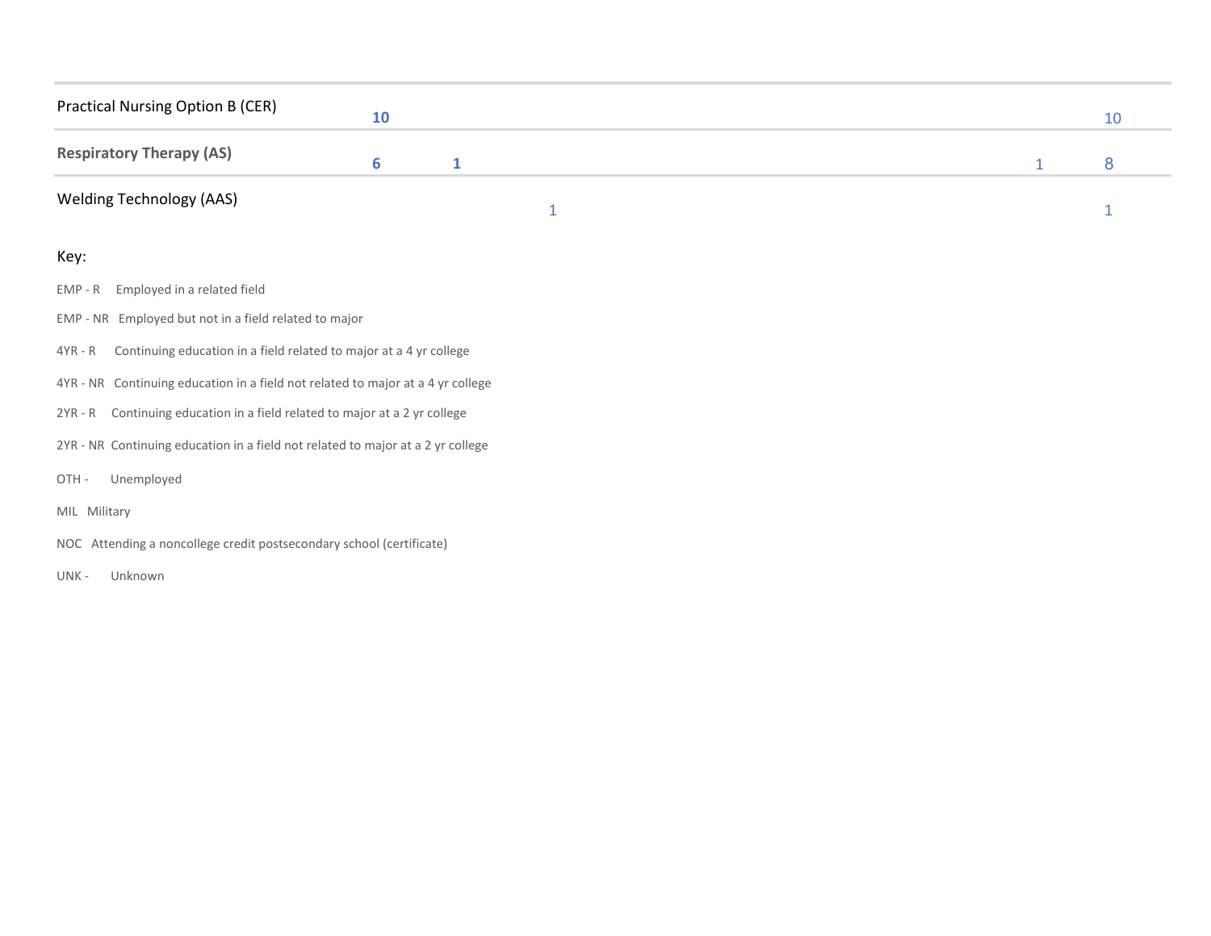| | | | | | | | | | | | |
|---|---|---|---|---|---|---|---|---|---|---|---|
| Practical Nursing Option B (CER) | **10** | | | | | | | | | | 10 |
| **Respiratory Therapy (AS)** | **6** | **1** | | | | | | | | 1 | 8 |
| Welding Technology (AAS) | | | 1 | | | | | | | | 1 |

Key:

EMP - R Employed in a related field

EMP - NR Employed but not in a field related to major

4YR - R Continuing education in a field related to major at a 4 yr college

4YR - NR Continuing education in a field not related to major at a 4 yr college

2YR - R Continuing education in a field related to major at a 2 yr college

2YR - NR Continuing education in a field not related to major at a 2 yr college

OTH - Unemployed

MIL Military

NOC Attending a noncollege credit postsecondary school (certificate)

UNK - Unknown